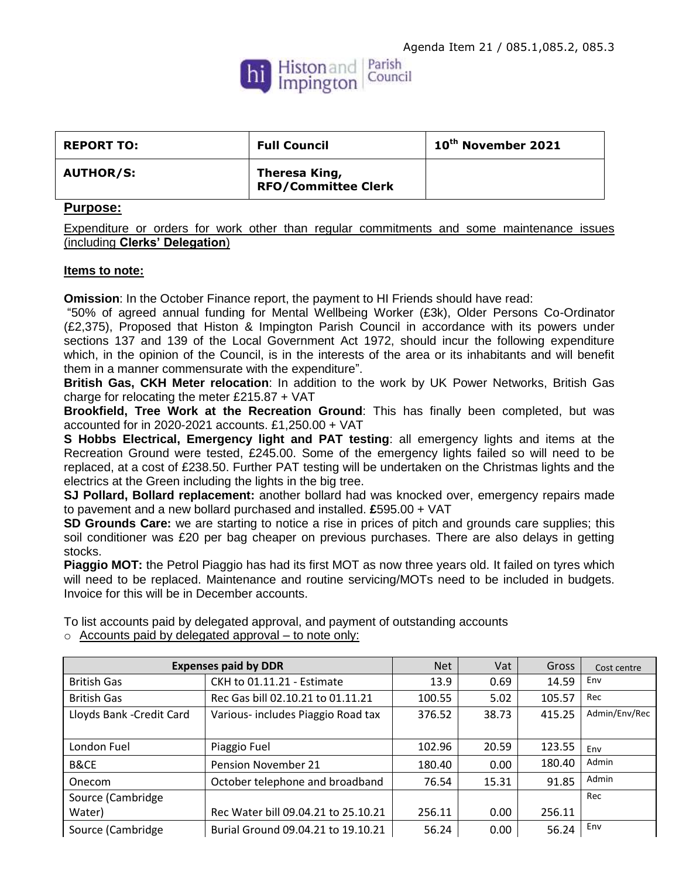Agenda Item 21 / 085.1,085.2, 085.3

Histon and Impington Parish Council

| REPORT TO: | Full Council | 10th November 2021 |
|---|---|---|
| AUTHOR/S: | Theresa King, RFO/Committee Clerk | |

## Purpose:

Expenditure or orders for work other than regular commitments and some maintenance issues (including **Clerks' Delegation**)

**Items to note:**

**Omission**: In the October Finance report, the payment to HI Friends should have read:
"50% of agreed annual funding for Mental Wellbeing Worker (£3k), Older Persons Co-Ordinator (£2,375), Proposed that Histon & Impington Parish Council in accordance with its powers under sections 137 and 139 of the Local Government Act 1972, should incur the following expenditure which, in the opinion of the Council, is in the interests of the area or its inhabitants and will benefit them in a manner commensurate with the expenditure".

**British Gas, CKH Meter relocation**: In addition to the work by UK Power Networks, British Gas charge for relocating the meter £215.87 + VAT

**Brookfield, Tree Work at the Recreation Ground**: This has finally been completed, but was accounted for in 2020-2021 accounts. £1,250.00 + VAT

**S Hobbs Electrical, Emergency light and PAT testing**: all emergency lights and items at the Recreation Ground were tested, £245.00. Some of the emergency lights failed so will need to be replaced, at a cost of £238.50. Further PAT testing will be undertaken on the Christmas lights and the electrics at the Green including the lights in the big tree.

**SJ Pollard, Bollard replacement:** another bollard had was knocked over, emergency repairs made to pavement and a new bollard purchased and installed. **£**595.00 + VAT

**SD Grounds Care:** we are starting to notice a rise in prices of pitch and grounds care supplies; this soil conditioner was £20 per bag cheaper on previous purchases. There are also delays in getting stocks.

**Piaggio MOT:** the Petrol Piaggio has had its first MOT as now three years old. It failed on tyres which will need to be replaced. Maintenance and routine servicing/MOTs need to be included in budgets. Invoice for this will be in December accounts.

To list accounts paid by delegated approval, and payment of outstanding accounts

- Accounts paid by delegated approval – to note only:

| Expenses paid by DDR | | Net | Vat | Gross | Cost centre |
|---|---|---|---|---|---|
| British Gas | CKH to 01.11.21 - Estimate | 13.9 | 0.69 | 14.59 | Env |
| British Gas | Rec Gas bill 02.10.21 to 01.11.21 | 100.55 | 5.02 | 105.57 | Rec |
| Lloyds Bank -Credit Card | Various- includes Piaggio Road tax | 376.52 | 38.73 | 415.25 | Admin/Env/Rec |
| London Fuel | Piaggio Fuel | 102.96 | 20.59 | 123.55 | Env |
| B&CE | Pension November 21 | 180.40 | 0.00 | 180.40 | Admin |
| Onecom | October telephone and broadband | 76.54 | 15.31 | 91.85 | Admin |
| Source (Cambridge Water) | Rec Water bill 09.04.21 to 25.10.21 | 256.11 | 0.00 | 256.11 | Rec |
| Source (Cambridge | Burial Ground 09.04.21 to 19.10.21 | 56.24 | 0.00 | 56.24 | Env |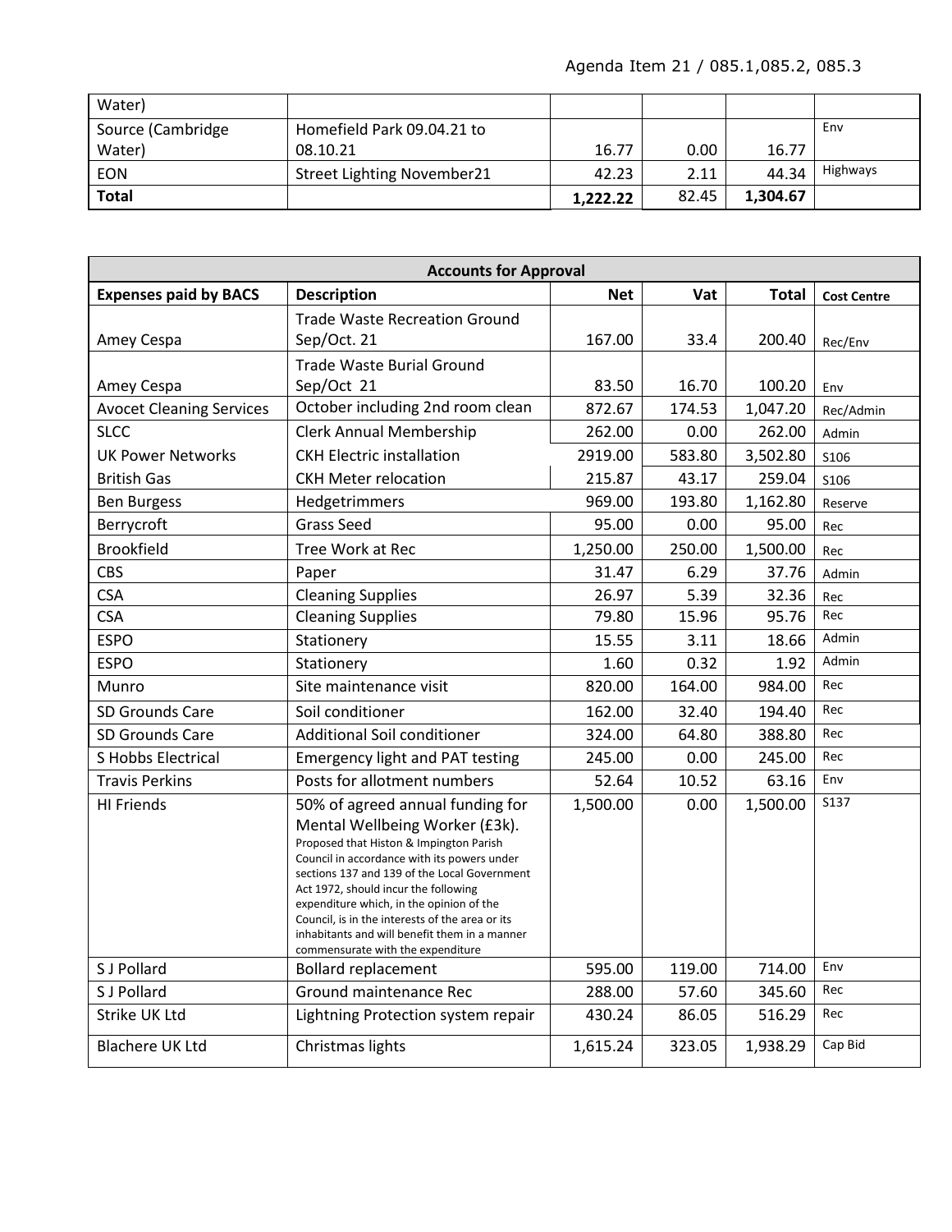Agenda Item 21 / 085.1,085.2, 085.3

| | | | | | |
|---|---|---|---|---|---|
| Water) | | | | | |
| Source (Cambridge Water) | Homefield Park 09.04.21 to 08.10.21 | 16.77 | 0.00 | 16.77 | Env |
| EON | Street Lighting November21 | 42.23 | 2.11 | 44.34 | Highways |
| **Total** | | **1,222.22** | 82.45 | **1,304.67** | |

| **Accounts for Approval** | | | | | |
|---|---|---|---|---|---|
| **Expenses paid by BACS** | **Description** | **Net** | **Vat** | **Total** | **Cost Centre** |
| Amey Cespa | Trade Waste Recreation Ground Sep/Oct. 21 | 167.00 | 33.4 | 200.40 | Rec/Env |
| Amey Cespa | Trade Waste Burial Ground Sep/Oct 21 | 83.50 | 16.70 | 100.20 | Env |
| Avocet Cleaning Services | October including 2nd room clean | 872.67 | 174.53 | 1,047.20 | Rec/Admin |
| SLCC | Clerk Annual Membership | 262.00 | 0.00 | 262.00 | Admin |
| UK Power Networks | CKH Electric installation | 2919.00 | 583.80 | 3,502.80 | S106 |
| British Gas | CKH Meter relocation | 215.87 | 43.17 | 259.04 | S106 |
| Ben Burgess | Hedgetrimmers | 969.00 | 193.80 | 1,162.80 | Reserve |
| Berrycroft | Grass Seed | 95.00 | 0.00 | 95.00 | Rec |
| Brookfield | Tree Work at Rec | 1,250.00 | 250.00 | 1,500.00 | Rec |
| CBS | Paper | 31.47 | 6.29 | 37.76 | Admin |
| CSA | Cleaning Supplies | 26.97 | 5.39 | 32.36 | Rec |
| CSA | Cleaning Supplies | 79.80 | 15.96 | 95.76 | Rec |
| ESPO | Stationery | 15.55 | 3.11 | 18.66 | Admin |
| ESPO | Stationery | 1.60 | 0.32 | 1.92 | Admin |
| Munro | Site maintenance visit | 820.00 | 164.00 | 984.00 | Rec |
| SD Grounds Care | Soil conditioner | 162.00 | 32.40 | 194.40 | Rec |
| SD Grounds Care | Additional Soil conditioner | 324.00 | 64.80 | 388.80 | Rec |
| S Hobbs Electrical | Emergency light and PAT testing | 245.00 | 0.00 | 245.00 | Rec |
| Travis Perkins | Posts for allotment numbers | 52.64 | 10.52 | 63.16 | Env |
| HI Friends | 50% of agreed annual funding for Mental Wellbeing Worker (£3k). Proposed that Histon & Impington Parish Council in accordance with its powers under sections 137 and 139 of the Local Government Act 1972, should incur the following expenditure which, in the opinion of the Council, is in the interests of the area or its inhabitants and will benefit them in a manner commensurate with the expenditure | 1,500.00 | 0.00 | 1,500.00 | S137 |
| S J Pollard | Bollard replacement | 595.00 | 119.00 | 714.00 | Env |
| S J Pollard | Ground maintenance Rec | 288.00 | 57.60 | 345.60 | Rec |
| Strike UK Ltd | Lightning Protection system repair | 430.24 | 86.05 | 516.29 | Rec |
| Blachere UK Ltd | Christmas lights | 1,615.24 | 323.05 | 1,938.29 | Cap Bid |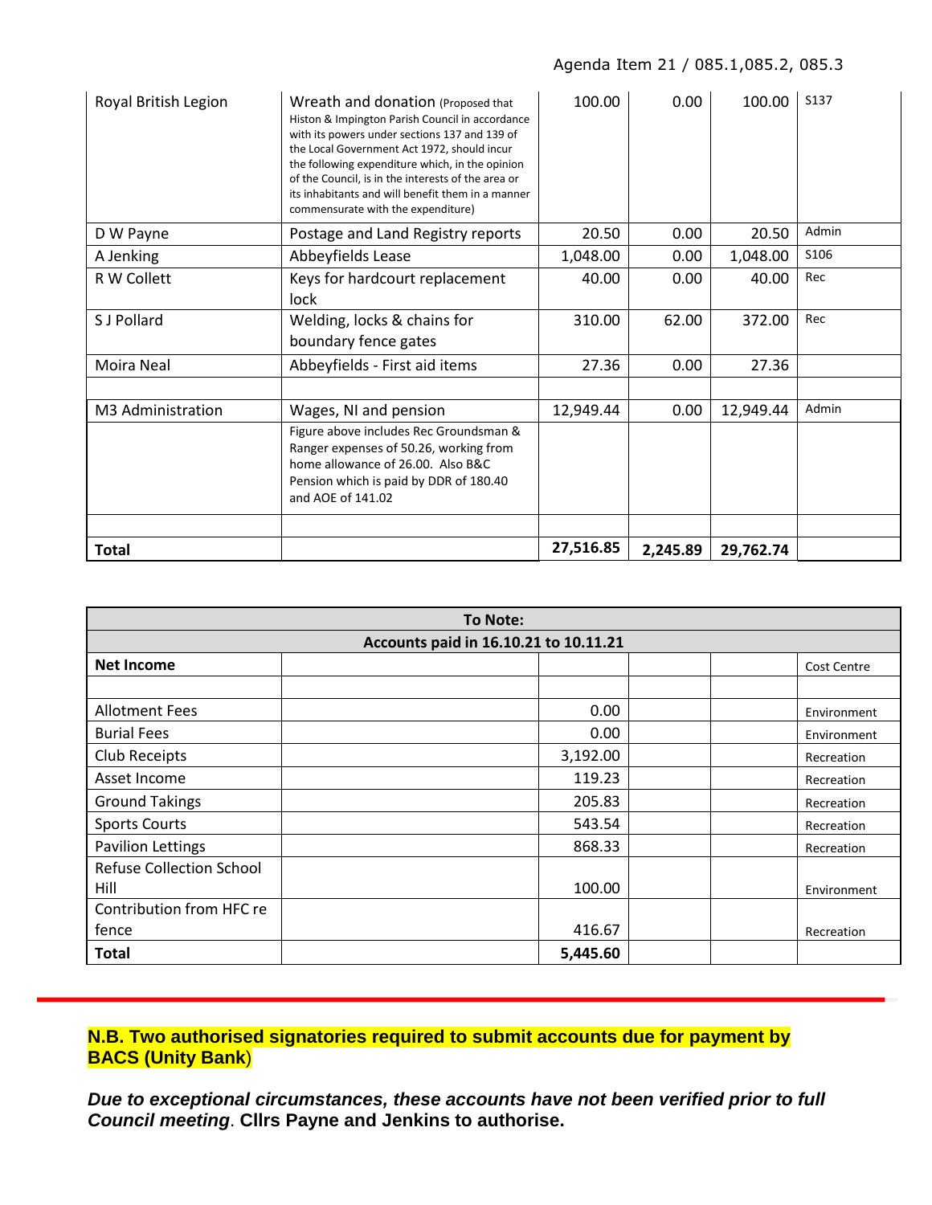Agenda Item 21 / 085.1,085.2, 085.3

| | | | | | |
|---|---|---|---|---|---|
| Royal British Legion | Wreath and donation (Proposed that Histon & Impington Parish Council in accordance with its powers under sections 137 and 139 of the Local Government Act 1972, should incur the following expenditure which, in the opinion of the Council, is in the interests of the area or its inhabitants and will benefit them in a manner commensurate with the expenditure) | 100.00 | 0.00 | 100.00 | S137 |
| D W Payne | Postage and Land Registry reports | 20.50 | 0.00 | 20.50 | Admin |
| A Jenking | Abbeyfields Lease | 1,048.00 | 0.00 | 1,048.00 | S106 |
| R W Collett | Keys for hardcourt replacement lock | 40.00 | 0.00 | 40.00 | Rec |
| S J Pollard | Welding, locks & chains for boundary fence gates | 310.00 | 62.00 | 372.00 | Rec |
| Moira Neal | Abbeyfields - First aid items | 27.36 | 0.00 | 27.36 | |
| | | | | | |
| M3 Administration | Wages, NI and pension | 12,949.44 | 0.00 | 12,949.44 | Admin |
| | Figure above includes Rec Groundsman & Ranger expenses of 50.26, working from home allowance of 26.00. Also B&C Pension which is paid by DDR of 180.40 and AOE of 141.02 | | | | |
| | | | | | |
| **Total** | | **27,516.85** | **2,245.89** | **29,762.74** | |

| **To Note:** | | | | | |
|---|---|---|---|---|---|
| **Accounts paid in 16.10.21 to 10.11.21** | | | | | |
| **Net Income** | | | | | Cost Centre |
| | | | | | |
| Allotment Fees | | 0.00 | | | Environment |
| Burial Fees | | 0.00 | | | Environment |
| Club Receipts | | 3,192.00 | | | Recreation |
| Asset Income | | 119.23 | | | Recreation |
| Ground Takings | | 205.83 | | | Recreation |
| Sports Courts | | 543.54 | | | Recreation |
| Pavilion Lettings | | 868.33 | | | Recreation |
| Refuse Collection School Hill | | 100.00 | | | Environment |
| Contribution from HFC re fence | | 416.67 | | | Recreation |
| **Total** | | **5,445.60** | | | |

**N.B. Two authorised signatories required to submit accounts due for payment by BACS (Unity Bank)**

***Due to exceptional circumstances, these accounts have not been verified prior to full Council meeting*. Cllrs Payne and Jenkins to authorise.**